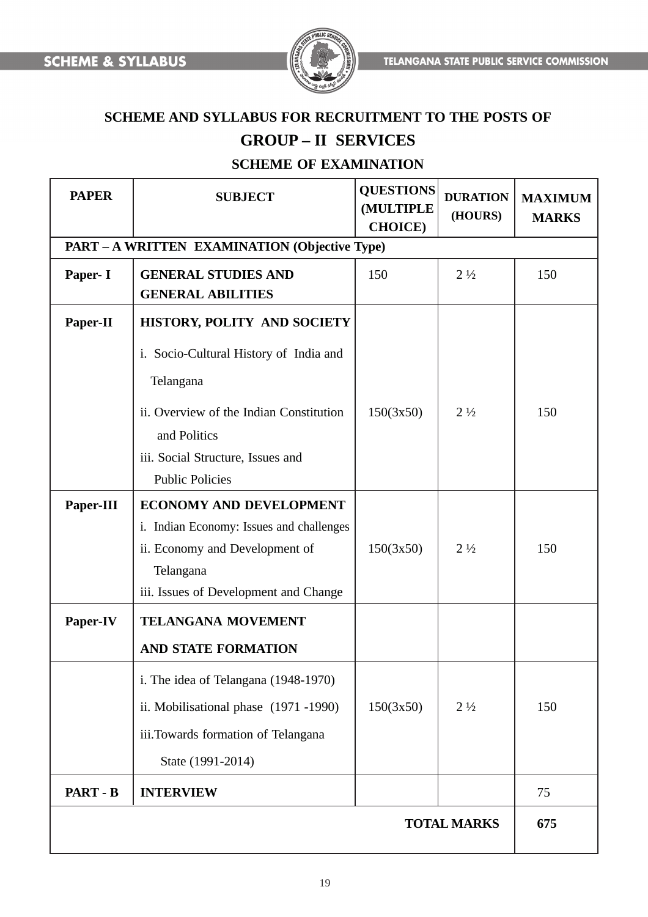# SCHEME AND SYLLABUS FOR RECRUITMENT TO THE POSTS OF

## GROUP – II SERVICES

### SCHEME OF EXAMINATION

| PAPER | SUBJECT | QUESTIONS (MULTIPLE CHOICE) | DURATION (HOURS) | MAXIMUM MARKS |
|---|---|---|---|---|
| **PART – A WRITTEN EXAMINATION (Objective Type)** | | | | |
| **Paper- I** | **GENERAL STUDIES AND GENERAL ABILITIES** | 150 | 2 ½ | 150 |
| **Paper-II** | **HISTORY, POLITY AND SOCIETY**<br>i. Socio-Cultural History of India and Telangana<br>ii. Overview of the Indian Constitution and Politics<br>iii. Social Structure, Issues and Public Policies | 150(3x50) | 2 ½ | 150 |
| **Paper-III** | **ECONOMY AND DEVELOPMENT**<br>i. Indian Economy: Issues and challenges<br>ii. Economy and Development of Telangana<br>iii. Issues of Development and Change | 150(3x50) | 2 ½ | 150 |
| **Paper-IV** | **TELANGANA MOVEMENT AND STATE FORMATION** | | | |
| | i. The idea of Telangana (1948-1970)<br>ii. Mobilisational phase (1971 -1990)<br>iii.Towards formation of Telangana State (1991-2014) | 150(3x50) | 2 ½ | 150 |
| **PART - B** | **INTERVIEW** | | | 75 |
| | | | **TOTAL MARKS** | **675** |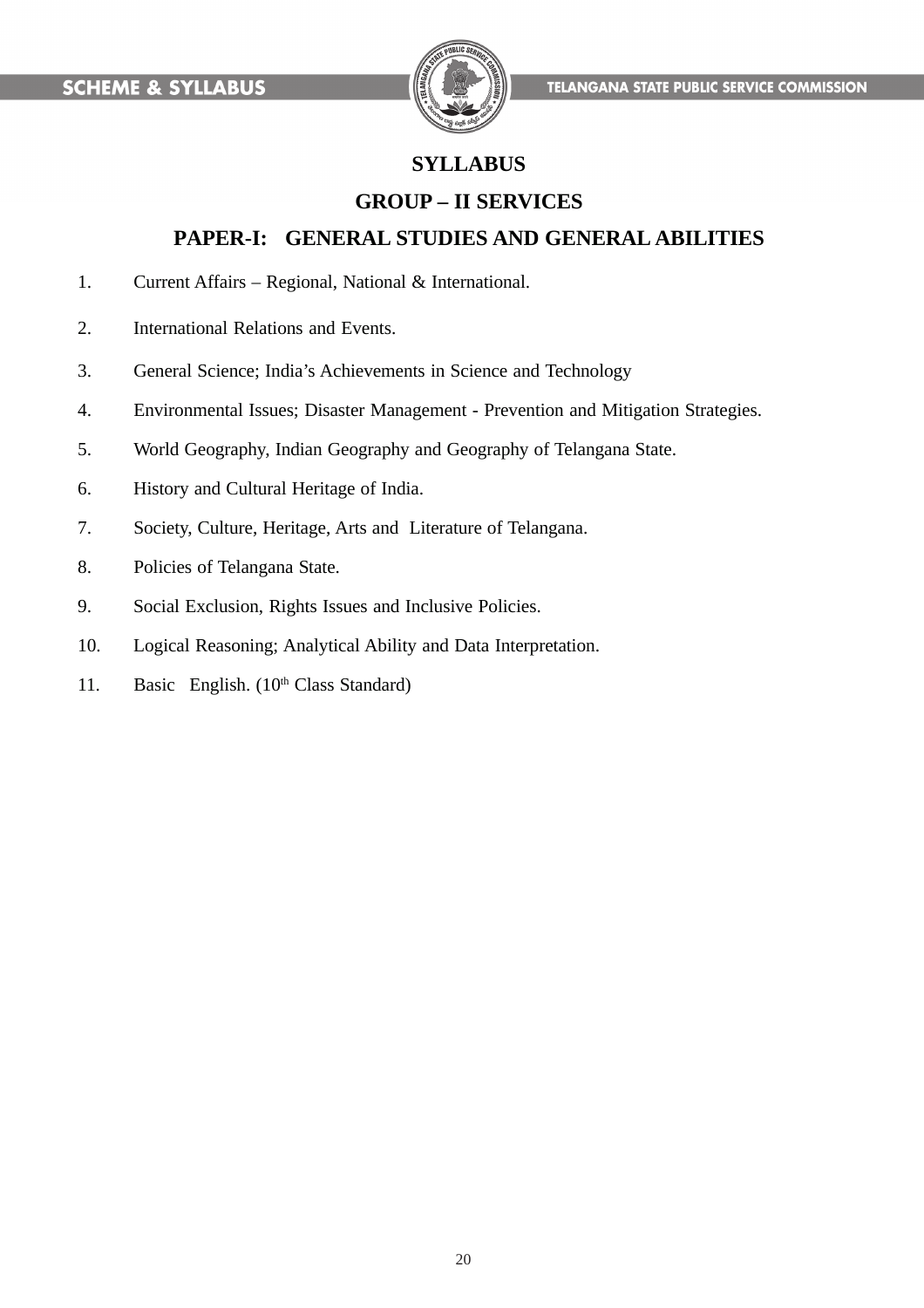# SYLLABUS

## GROUP – II SERVICES

## PAPER-I: GENERAL STUDIES AND GENERAL ABILITIES

1. Current Affairs – Regional, National & International.
2. International Relations and Events.
3. General Science; India's Achievements in Science and Technology
4. Environmental Issues; Disaster Management - Prevention and Mitigation Strategies.
5. World Geography, Indian Geography and Geography of Telangana State.
6. History and Cultural Heritage of India.
7. Society, Culture, Heritage, Arts and Literature of Telangana.
8. Policies of Telangana State.
9. Social Exclusion, Rights Issues and Inclusive Policies.
10. Logical Reasoning; Analytical Ability and Data Interpretation.
11. Basic English. (10th Class Standard)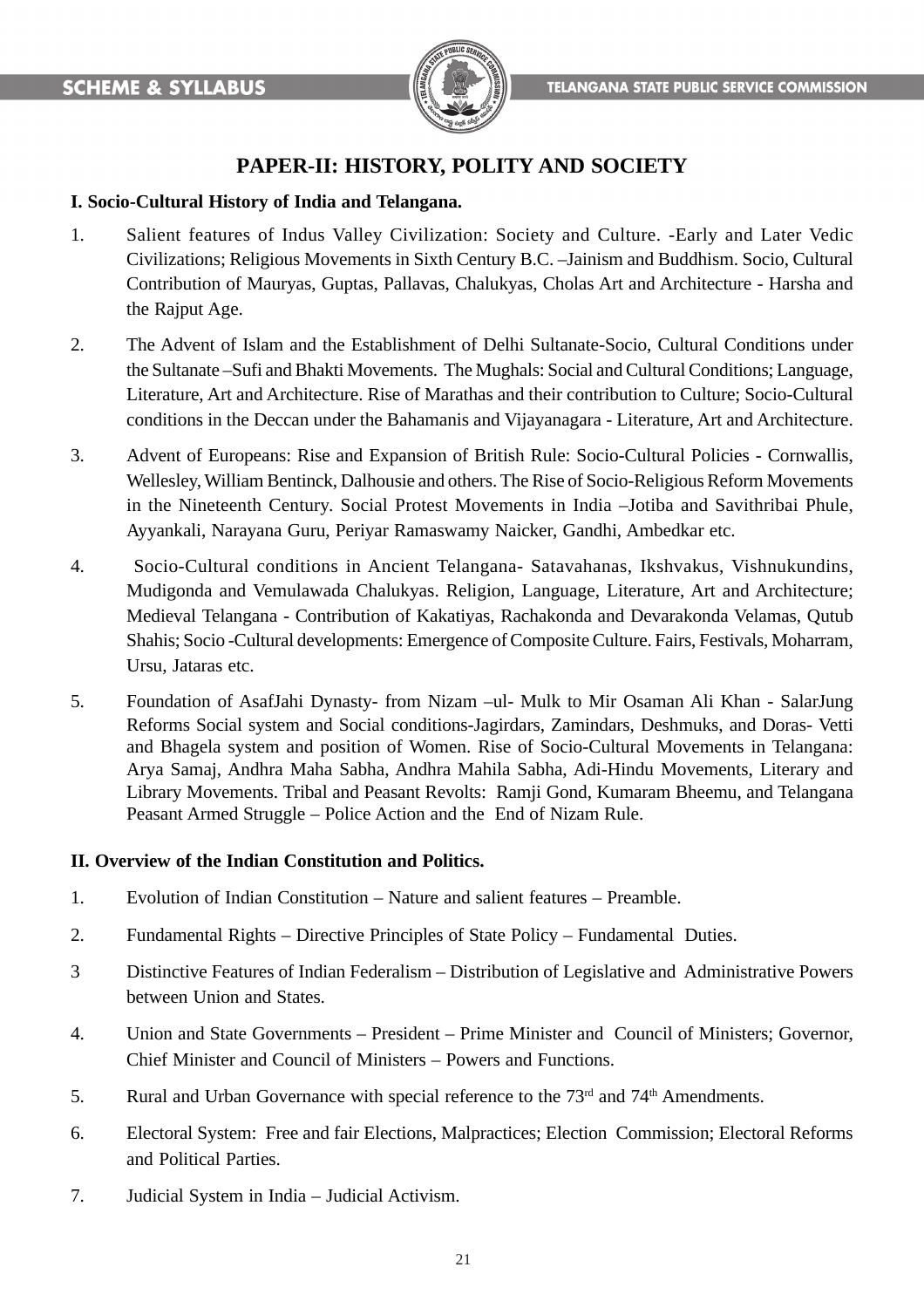## PAPER-II: HISTORY, POLITY AND SOCIETY

**I. Socio-Cultural History of India and Telangana.**

1. Salient features of Indus Valley Civilization: Society and Culture. -Early and Later Vedic Civilizations; Religious Movements in Sixth Century B.C. –Jainism and Buddhism. Socio, Cultural Contribution of Mauryas, Guptas, Pallavas, Chalukyas, Cholas Art and Architecture - Harsha and the Rajput Age.

2. The Advent of Islam and the Establishment of Delhi Sultanate-Socio, Cultural Conditions under the Sultanate –Sufi and Bhakti Movements. The Mughals: Social and Cultural Conditions; Language, Literature, Art and Architecture. Rise of Marathas and their contribution to Culture; Socio-Cultural conditions in the Deccan under the Bahamanis and Vijayanagara - Literature, Art and Architecture.

3. Advent of Europeans: Rise and Expansion of British Rule: Socio-Cultural Policies - Cornwallis, Wellesley, William Bentinck, Dalhousie and others. The Rise of Socio-Religious Reform Movements in the Nineteenth Century. Social Protest Movements in India –Jotiba and Savithribai Phule, Ayyankali, Narayana Guru, Periyar Ramaswamy Naicker, Gandhi, Ambedkar etc.

4. Socio-Cultural conditions in Ancient Telangana- Satavahanas, Ikshvakus, Vishnukundins, Mudigonda and Vemulawada Chalukyas. Religion, Language, Literature, Art and Architecture; Medieval Telangana - Contribution of Kakatiyas, Rachakonda and Devarakonda Velamas, Qutub Shahis; Socio -Cultural developments: Emergence of Composite Culture. Fairs, Festivals, Moharram, Ursu, Jataras etc.

5. Foundation of AsafJahi Dynasty- from Nizam –ul- Mulk to Mir Osaman Ali Khan - SalarJung Reforms Social system and Social conditions-Jagirdars, Zamindars, Deshmuks, and Doras- Vetti and Bhagela system and position of Women. Rise of Socio-Cultural Movements in Telangana: Arya Samaj, Andhra Maha Sabha, Andhra Mahila Sabha, Adi-Hindu Movements, Literary and Library Movements. Tribal and Peasant Revolts: Ramji Gond, Kumaram Bheemu, and Telangana Peasant Armed Struggle – Police Action and the End of Nizam Rule.

**II. Overview of the Indian Constitution and Politics.**

1. Evolution of Indian Constitution – Nature and salient features – Preamble.

2. Fundamental Rights – Directive Principles of State Policy – Fundamental Duties.

3 Distinctive Features of Indian Federalism – Distribution of Legislative and Administrative Powers between Union and States.

4. Union and State Governments – President – Prime Minister and Council of Ministers; Governor, Chief Minister and Council of Ministers – Powers and Functions.

5. Rural and Urban Governance with special reference to the 73rd and 74th Amendments.

6. Electoral System: Free and fair Elections, Malpractices; Election Commission; Electoral Reforms and Political Parties.

7. Judicial System in India – Judicial Activism.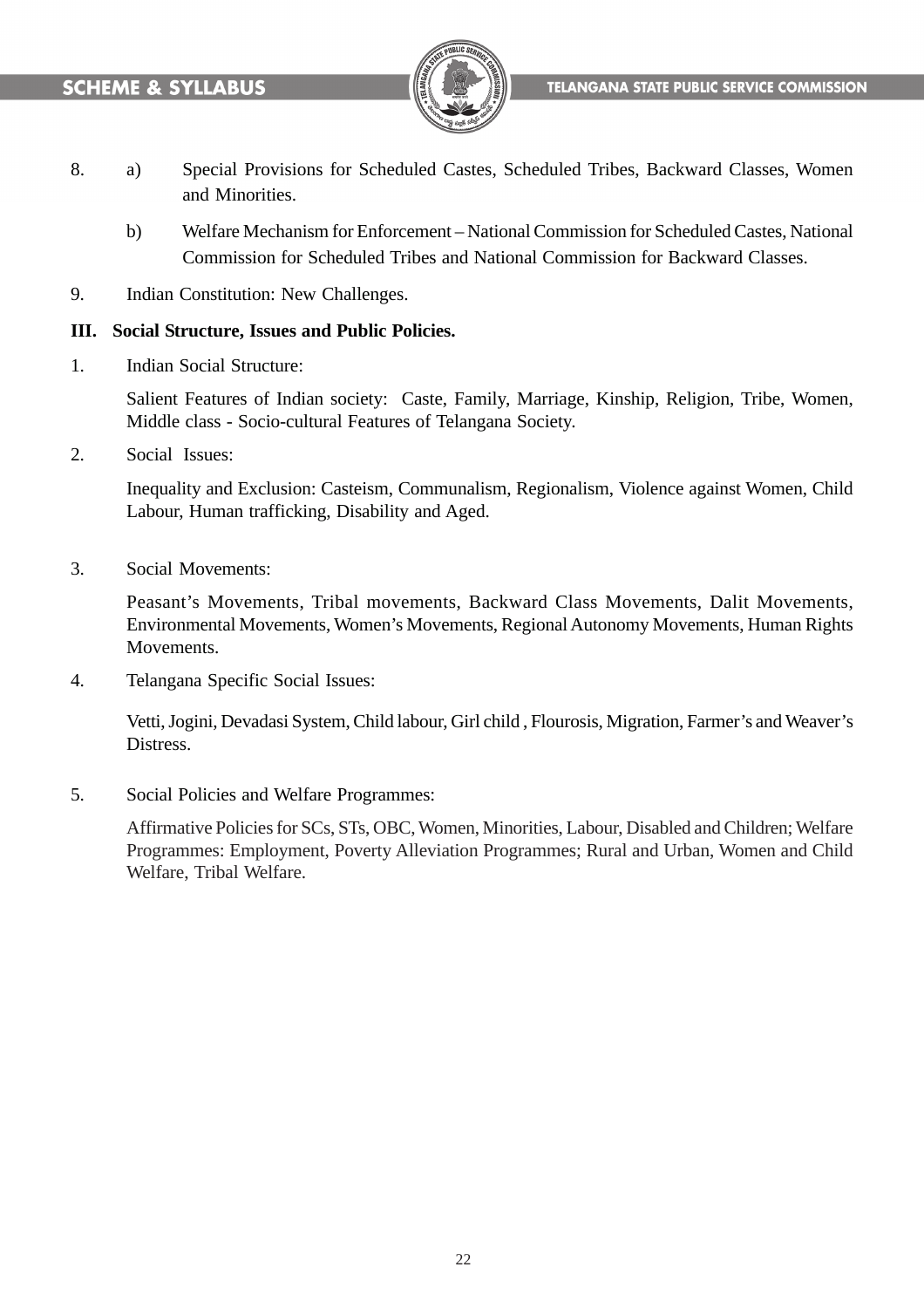8. a) Special Provisions for Scheduled Castes, Scheduled Tribes, Backward Classes, Women and Minorities.

   b) Welfare Mechanism for Enforcement – National Commission for Scheduled Castes, National Commission for Scheduled Tribes and National Commission for Backward Classes.

9. Indian Constitution: New Challenges.

**III. Social Structure, Issues and Public Policies.**

1. Indian Social Structure:

   Salient Features of Indian society: Caste, Family, Marriage, Kinship, Religion, Tribe, Women, Middle class - Socio-cultural Features of Telangana Society.

2. Social Issues:

   Inequality and Exclusion: Casteism, Communalism, Regionalism, Violence against Women, Child Labour, Human trafficking, Disability and Aged.

3. Social Movements:

   Peasant's Movements, Tribal movements, Backward Class Movements, Dalit Movements, Environmental Movements, Women's Movements, Regional Autonomy Movements, Human Rights Movements.

4. Telangana Specific Social Issues:

   Vetti, Jogini, Devadasi System, Child labour, Girl child , Flourosis, Migration, Farmer's and Weaver's Distress.

5. Social Policies and Welfare Programmes:

   Affirmative Policies for SCs, STs, OBC, Women, Minorities, Labour, Disabled and Children; Welfare Programmes: Employment, Poverty Alleviation Programmes; Rural and Urban, Women and Child Welfare, Tribal Welfare.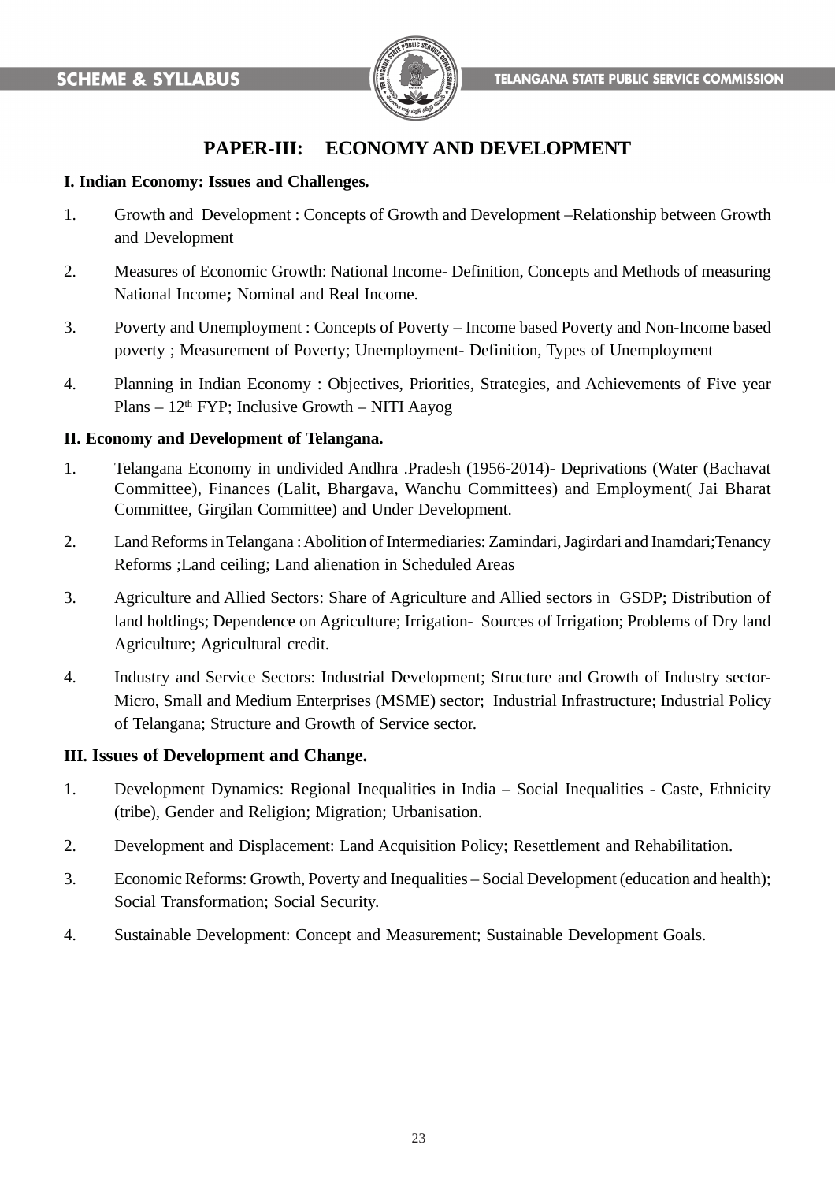## PAPER-III: ECONOMY AND DEVELOPMENT

**I. Indian Economy: Issues and Challenges.**

1. Growth and Development : Concepts of Growth and Development –Relationship between Growth and Development

2. Measures of Economic Growth: National Income- Definition, Concepts and Methods of measuring National Income**;** Nominal and Real Income.

3. Poverty and Unemployment : Concepts of Poverty – Income based Poverty and Non-Income based poverty ; Measurement of Poverty; Unemployment- Definition, Types of Unemployment

4. Planning in Indian Economy : Objectives, Priorities, Strategies, and Achievements of Five year Plans – 12th FYP; Inclusive Growth – NITI Aayog

**II. Economy and Development of Telangana.**

1. Telangana Economy in undivided Andhra .Pradesh (1956-2014)- Deprivations (Water (Bachavat Committee), Finances (Lalit, Bhargava, Wanchu Committees) and Employment( Jai Bharat Committee, Girgilan Committee) and Under Development.

2. Land Reforms in Telangana : Abolition of Intermediaries: Zamindari, Jagirdari and Inamdari;Tenancy Reforms ;Land ceiling; Land alienation in Scheduled Areas

3. Agriculture and Allied Sectors: Share of Agriculture and Allied sectors in GSDP; Distribution of land holdings; Dependence on Agriculture; Irrigation- Sources of Irrigation; Problems of Dry land Agriculture; Agricultural credit.

4. Industry and Service Sectors: Industrial Development; Structure and Growth of Industry sector- Micro, Small and Medium Enterprises (MSME) sector; Industrial Infrastructure; Industrial Policy of Telangana; Structure and Growth of Service sector.

**III. Issues of Development and Change.**

1. Development Dynamics: Regional Inequalities in India – Social Inequalities - Caste, Ethnicity (tribe), Gender and Religion; Migration; Urbanisation.

2. Development and Displacement: Land Acquisition Policy; Resettlement and Rehabilitation.

3. Economic Reforms: Growth, Poverty and Inequalities – Social Development (education and health); Social Transformation; Social Security.

4. Sustainable Development: Concept and Measurement; Sustainable Development Goals.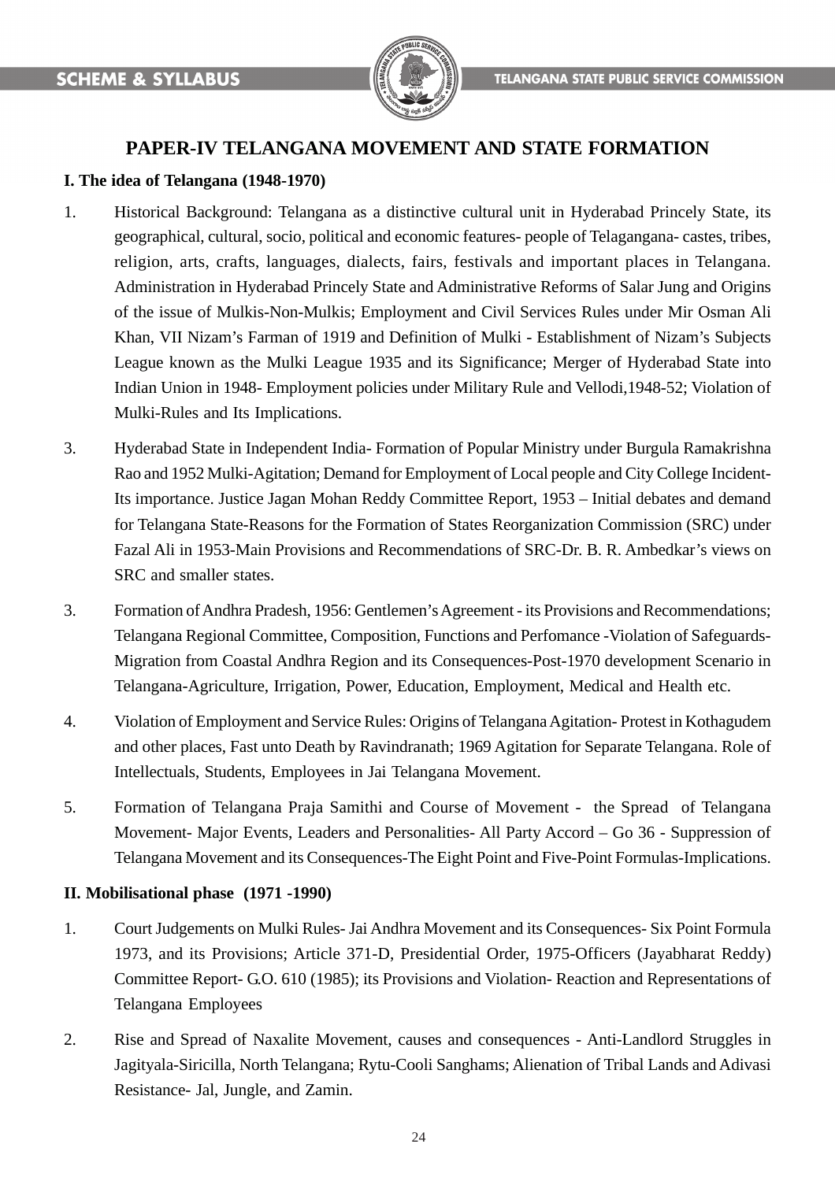## PAPER-IV TELANGANA MOVEMENT AND STATE FORMATION

**I. The idea of Telangana (1948-1970)**

1. Historical Background: Telangana as a distinctive cultural unit in Hyderabad Princely State, its geographical, cultural, socio, political and economic features- people of Telagangana- castes, tribes, religion, arts, crafts, languages, dialects, fairs, festivals and important places in Telangana. Administration in Hyderabad Princely State and Administrative Reforms of Salar Jung and Origins of the issue of Mulkis-Non-Mulkis; Employment and Civil Services Rules under Mir Osman Ali Khan, VII Nizam's Farman of 1919 and Definition of Mulki - Establishment of Nizam's Subjects League known as the Mulki League 1935 and its Significance; Merger of Hyderabad State into Indian Union in 1948- Employment policies under Military Rule and Vellodi,1948-52; Violation of Mulki-Rules and Its Implications.

3. Hyderabad State in Independent India- Formation of Popular Ministry under Burgula Ramakrishna Rao and 1952 Mulki-Agitation; Demand for Employment of Local people and City College Incident- Its importance. Justice Jagan Mohan Reddy Committee Report, 1953 – Initial debates and demand for Telangana State-Reasons for the Formation of States Reorganization Commission (SRC) under Fazal Ali in 1953-Main Provisions and Recommendations of SRC-Dr. B. R. Ambedkar's views on SRC and smaller states.

3. Formation of Andhra Pradesh, 1956: Gentlemen's Agreement - its Provisions and Recommendations; Telangana Regional Committee, Composition, Functions and Perfomance -Violation of Safeguards- Migration from Coastal Andhra Region and its Consequences-Post-1970 development Scenario in Telangana-Agriculture, Irrigation, Power, Education, Employment, Medical and Health etc.

4. Violation of Employment and Service Rules: Origins of Telangana Agitation- Protest in Kothagudem and other places, Fast unto Death by Ravindranath; 1969 Agitation for Separate Telangana. Role of Intellectuals, Students, Employees in Jai Telangana Movement.

5. Formation of Telangana Praja Samithi and Course of Movement - the Spread of Telangana Movement- Major Events, Leaders and Personalities- All Party Accord – Go 36 - Suppression of Telangana Movement and its Consequences-The Eight Point and Five-Point Formulas-Implications.

**II. Mobilisational phase (1971 -1990)**

1. Court Judgements on Mulki Rules- Jai Andhra Movement and its Consequences- Six Point Formula 1973, and its Provisions; Article 371-D, Presidential Order, 1975-Officers (Jayabharat Reddy) Committee Report- G.O. 610 (1985); its Provisions and Violation- Reaction and Representations of Telangana Employees

2. Rise and Spread of Naxalite Movement, causes and consequences - Anti-Landlord Struggles in Jagityala-Siricilla, North Telangana; Rytu-Cooli Sanghams; Alienation of Tribal Lands and Adivasi Resistance- Jal, Jungle, and Zamin.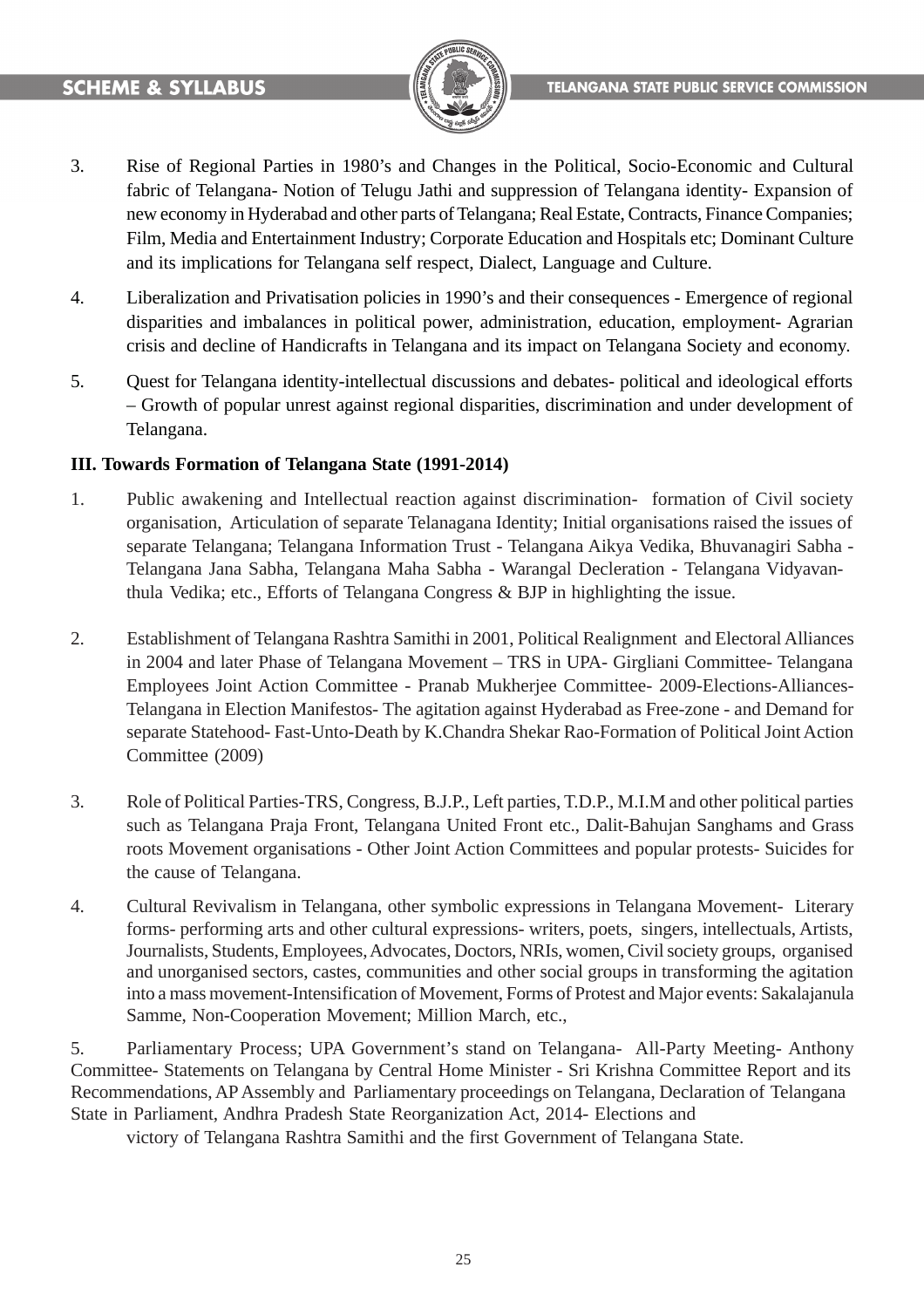3. Rise of Regional Parties in 1980's and Changes in the Political, Socio-Economic and Cultural fabric of Telangana- Notion of Telugu Jathi and suppression of Telangana identity- Expansion of new economy in Hyderabad and other parts of Telangana; Real Estate, Contracts, Finance Companies; Film, Media and Entertainment Industry; Corporate Education and Hospitals etc; Dominant Culture and its implications for Telangana self respect, Dialect, Language and Culture.

4. Liberalization and Privatisation policies in 1990's and their consequences - Emergence of regional disparities and imbalances in political power, administration, education, employment- Agrarian crisis and decline of Handicrafts in Telangana and its impact on Telangana Society and economy.

5. Quest for Telangana identity-intellectual discussions and debates- political and ideological efforts – Growth of popular unrest against regional disparities, discrimination and under development of Telangana.

**III. Towards Formation of Telangana State (1991-2014)**

1. Public awakening and Intellectual reaction against discrimination- formation of Civil society organisation, Articulation of separate Telanagana Identity; Initial organisations raised the issues of separate Telangana; Telangana Information Trust - Telangana Aikya Vedika, Bhuvanagiri Sabha - Telangana Jana Sabha, Telangana Maha Sabha - Warangal Decleration - Telangana Vidyavanthula Vedika; etc., Efforts of Telangana Congress & BJP in highlighting the issue.

2. Establishment of Telangana Rashtra Samithi in 2001, Political Realignment and Electoral Alliances in 2004 and later Phase of Telangana Movement – TRS in UPA- Girgliani Committee- Telangana Employees Joint Action Committee - Pranab Mukherjee Committee- 2009-Elections-Alliances- Telangana in Election Manifestos- The agitation against Hyderabad as Free-zone - and Demand for separate Statehood- Fast-Unto-Death by K.Chandra Shekar Rao-Formation of Political Joint Action Committee (2009)

3. Role of Political Parties-TRS, Congress, B.J.P., Left parties, T.D.P., M.I.M and other political parties such as Telangana Praja Front, Telangana United Front etc., Dalit-Bahujan Sanghams and Grass roots Movement organisations - Other Joint Action Committees and popular protests- Suicides for the cause of Telangana.

4. Cultural Revivalism in Telangana, other symbolic expressions in Telangana Movement- Literary forms- performing arts and other cultural expressions- writers, poets, singers, intellectuals, Artists, Journalists, Students, Employees, Advocates, Doctors, NRIs, women, Civil society groups, organised and unorganised sectors, castes, communities and other social groups in transforming the agitation into a mass movement-Intensification of Movement, Forms of Protest and Major events: Sakalajanula Samme, Non-Cooperation Movement; Million March, etc.,

5. Parliamentary Process; UPA Government's stand on Telangana- All-Party Meeting- Anthony Committee- Statements on Telangana by Central Home Minister - Sri Krishna Committee Report and its Recommendations, AP Assembly and Parliamentary proceedings on Telangana, Declaration of Telangana State in Parliament, Andhra Pradesh State Reorganization Act, 2014- Elections and victory of Telangana Rashtra Samithi and the first Government of Telangana State.